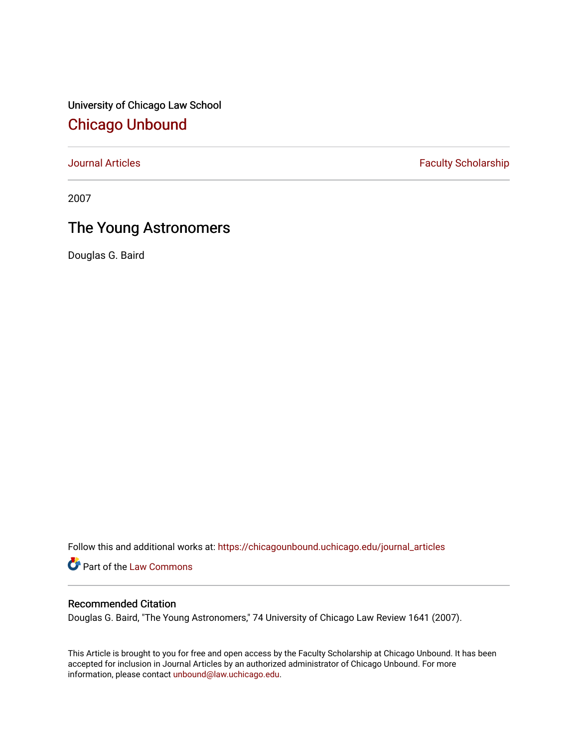University of Chicago Law School

# Chicago Unbound

Journal Articles | Faculty Scholarship

2007

## The Young Astronomers

Douglas G. Baird

Follow this and additional works at: https://chicagounbound.uchicago.edu/journal_articles

Part of the Law Commons

### Recommended Citation

Douglas G. Baird, "The Young Astronomers," 74 University of Chicago Law Review 1641 (2007).

This Article is brought to you for free and open access by the Faculty Scholarship at Chicago Unbound. It has been accepted for inclusion in Journal Articles by an authorized administrator of Chicago Unbound. For more information, please contact unbound@law.uchicago.edu.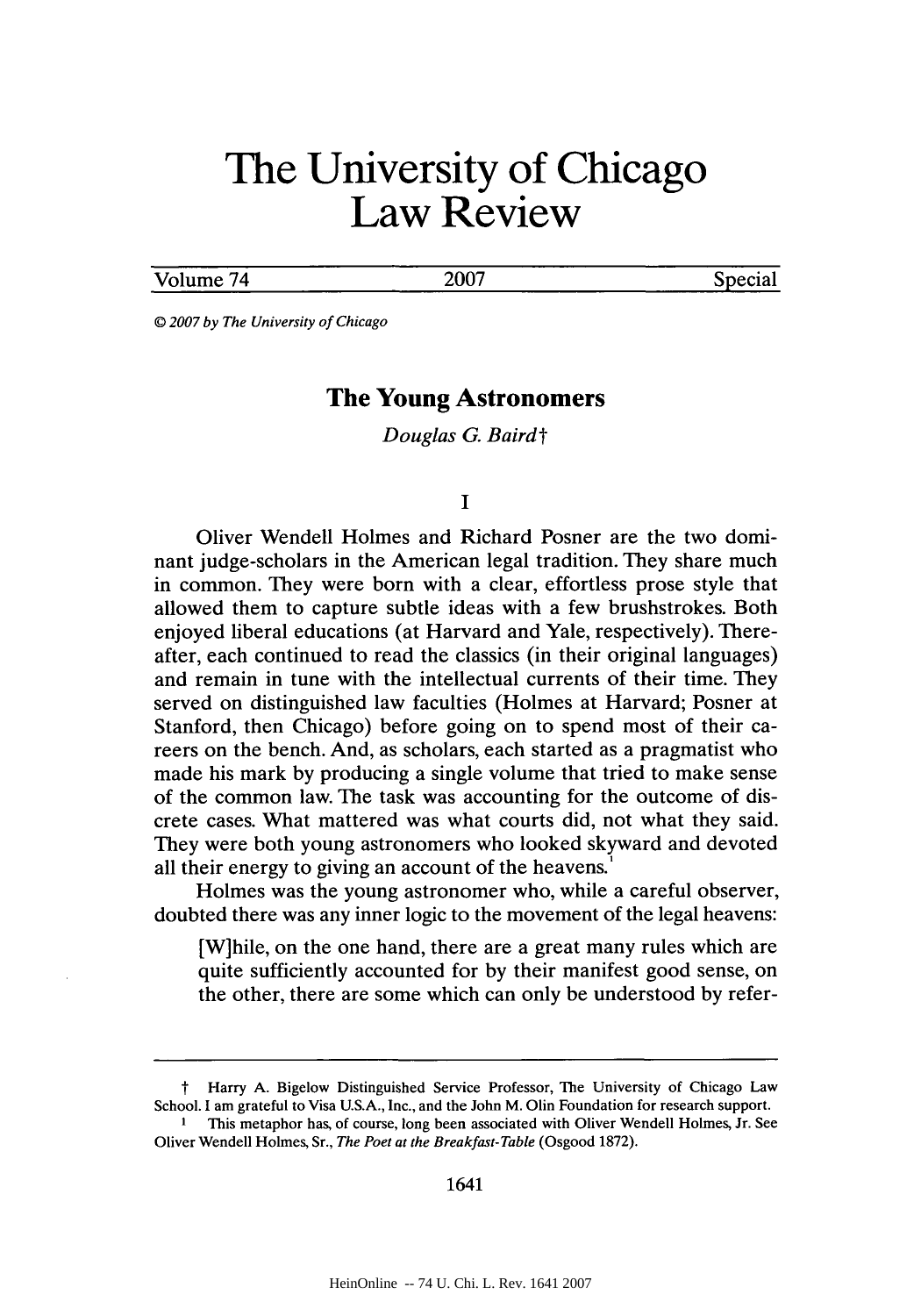# The University of Chicago Law Review

| Volume 74 | 2007 | Special |
|---|---|---|

© *2007 by The University of Chicago*

## The Young Astronomers

*Douglas G. Baird*†

I

Oliver Wendell Holmes and Richard Posner are the two dominant judge-scholars in the American legal tradition. They share much in common. They were born with a clear, effortless prose style that allowed them to capture subtle ideas with a few brushstrokes. Both enjoyed liberal educations (at Harvard and Yale, respectively). Thereafter, each continued to read the classics (in their original languages) and remain in tune with the intellectual currents of their time. They served on distinguished law faculties (Holmes at Harvard; Posner at Stanford, then Chicago) before going on to spend most of their careers on the bench. And, as scholars, each started as a pragmatist who made his mark by producing a single volume that tried to make sense of the common law. The task was accounting for the outcome of discrete cases. What mattered was what courts did, not what they said. They were both young astronomers who looked skyward and devoted all their energy to giving an account of the heavens.[1]

Holmes was the young astronomer who, while a careful observer, doubted there was any inner logic to the movement of the legal heavens:

> [W]hile, on the one hand, there are a great many rules which are quite sufficiently accounted for by their manifest good sense, on the other, there are some which can only be understood by refer-

---

† Harry A. Bigelow Distinguished Service Professor, The University of Chicago Law School. I am grateful to Visa U.S.A., Inc., and the John M. Olin Foundation for research support.

[1] This metaphor has, of course, long been associated with Oliver Wendell Holmes, Jr. See Oliver Wendell Holmes, Sr., *The Poet at the Breakfast-Table* (Osgood 1872).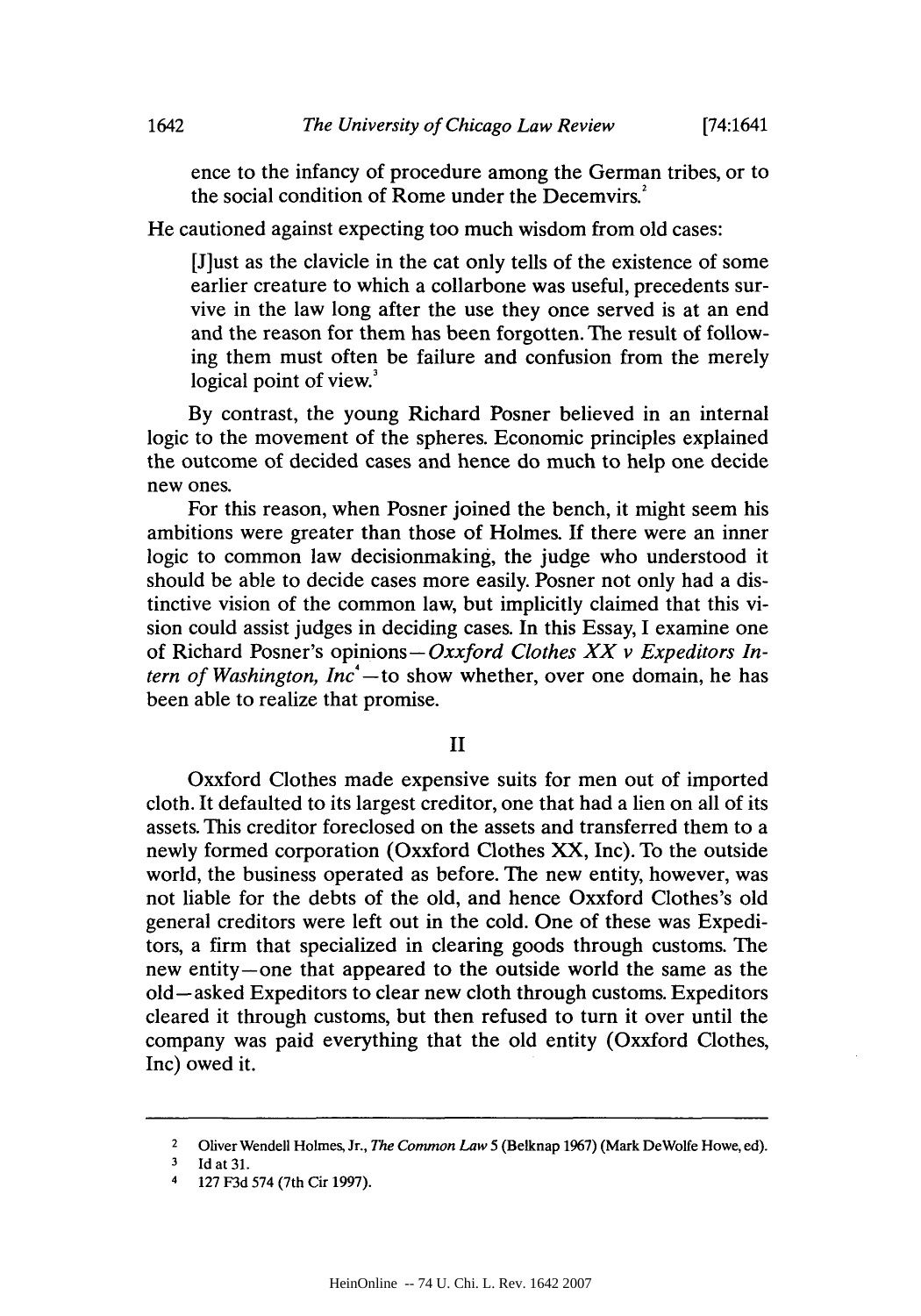ence to the infancy of procedure among the German tribes, or to the social condition of Rome under the Decemvirs.[2]

He cautioned against expecting too much wisdom from old cases:

> [J]ust as the clavicle in the cat only tells of the existence of some earlier creature to which a collarbone was useful, precedents survive in the law long after the use they once served is at an end and the reason for them has been forgotten. The result of following them must often be failure and confusion from the merely logical point of view.[3]

By contrast, the young Richard Posner believed in an internal logic to the movement of the spheres. Economic principles explained the outcome of decided cases and hence do much to help one decide new ones.

For this reason, when Posner joined the bench, it might seem his ambitions were greater than those of Holmes. If there were an inner logic to common law decisionmaking, the judge who understood it should be able to decide cases more easily. Posner not only had a distinctive vision of the common law, but implicitly claimed that this vision could assist judges in deciding cases. In this Essay, I examine one of Richard Posner's opinions—*Oxxford Clothes XX v Expeditors Intern of Washington, Inc*[4]—to show whether, over one domain, he has been able to realize that promise.

## II

Oxxford Clothes made expensive suits for men out of imported cloth. It defaulted to its largest creditor, one that had a lien on all of its assets. This creditor foreclosed on the assets and transferred them to a newly formed corporation (Oxxford Clothes XX, Inc). To the outside world, the business operated as before. The new entity, however, was not liable for the debts of the old, and hence Oxxford Clothes's old general creditors were left out in the cold. One of these was Expeditors, a firm that specialized in clearing goods through customs. The new entity—one that appeared to the outside world the same as the old—asked Expeditors to clear new cloth through customs. Expeditors cleared it through customs, but then refused to turn it over until the company was paid everything that the old entity (Oxxford Clothes, Inc) owed it.

---

[2] Oliver Wendell Holmes, Jr., *The Common Law* 5 (Belknap 1967) (Mark DeWolfe Howe, ed).

[3] Id at 31.

[4] 127 F3d 574 (7th Cir 1997).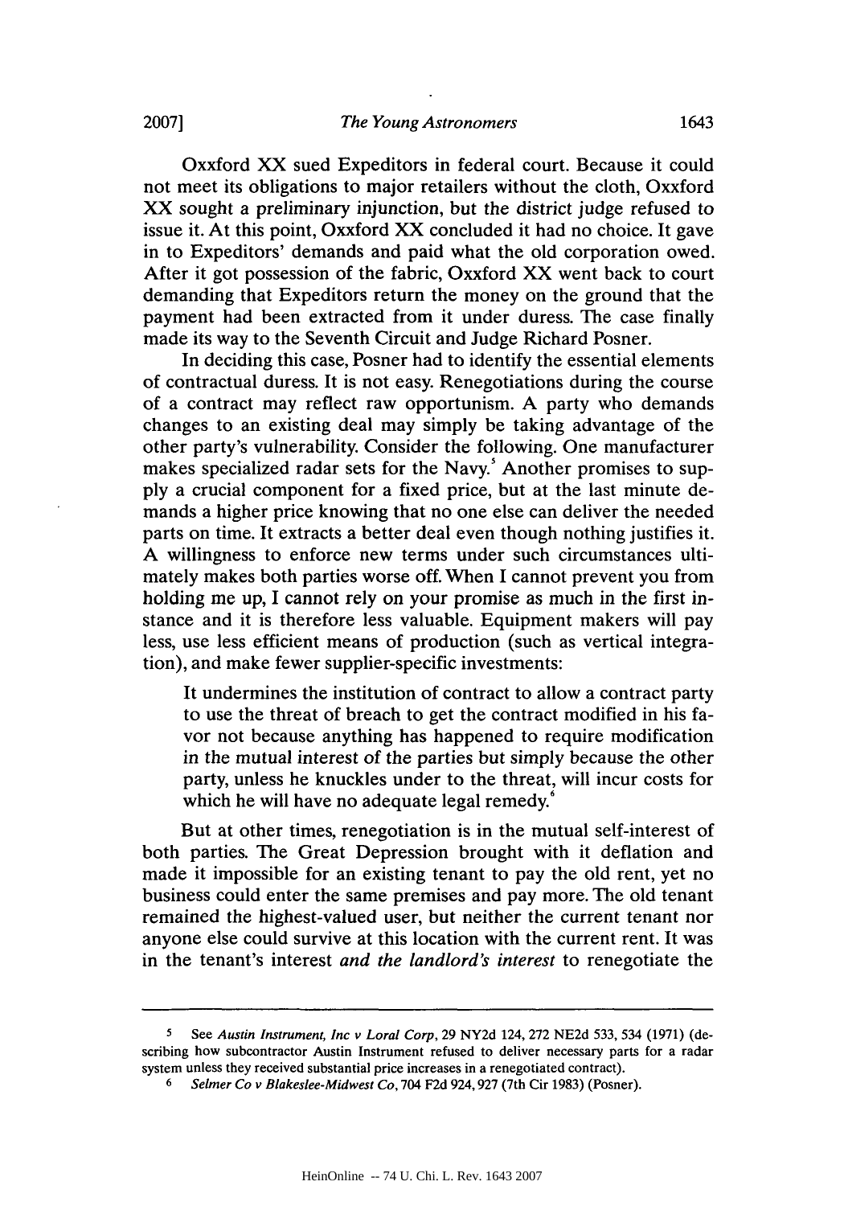Oxxford XX sued Expeditors in federal court. Because it could not meet its obligations to major retailers without the cloth, Oxxford XX sought a preliminary injunction, but the district judge refused to issue it. At this point, Oxxford XX concluded it had no choice. It gave in to Expeditors' demands and paid what the old corporation owed. After it got possession of the fabric, Oxxford XX went back to court demanding that Expeditors return the money on the ground that the payment had been extracted from it under duress. The case finally made its way to the Seventh Circuit and Judge Richard Posner.

In deciding this case, Posner had to identify the essential elements of contractual duress. It is not easy. Renegotiations during the course of a contract may reflect raw opportunism. A party who demands changes to an existing deal may simply be taking advantage of the other party's vulnerability. Consider the following. One manufacturer makes specialized radar sets for the Navy.[5] Another promises to supply a crucial component for a fixed price, but at the last minute demands a higher price knowing that no one else can deliver the needed parts on time. It extracts a better deal even though nothing justifies it. A willingness to enforce new terms under such circumstances ultimately makes both parties worse off. When I cannot prevent you from holding me up, I cannot rely on your promise as much in the first instance and it is therefore less valuable. Equipment makers will pay less, use less efficient means of production (such as vertical integration), and make fewer supplier-specific investments:

> It undermines the institution of contract to allow a contract party to use the threat of breach to get the contract modified in his favor not because anything has happened to require modification in the mutual interest of the parties but simply because the other party, unless he knuckles under to the threat, will incur costs for which he will have no adequate legal remedy.[6]

But at other times, renegotiation is in the mutual self-interest of both parties. The Great Depression brought with it deflation and made it impossible for an existing tenant to pay the old rent, yet no business could enter the same premises and pay more. The old tenant remained the highest-valued user, but neither the current tenant nor anyone else could survive at this location with the current rent. It was in the tenant's interest *and the landlord's interest* to renegotiate the

---

[5] See *Austin Instrument, Inc v Loral Corp*, 29 NY2d 124, 272 NE2d 533, 534 (1971) (describing how subcontractor Austin Instrument refused to deliver necessary parts for a radar system unless they received substantial price increases in a renegotiated contract).

[6] *Selmer Co v Blakeslee-Midwest Co*, 704 F2d 924, 927 (7th Cir 1983) (Posner).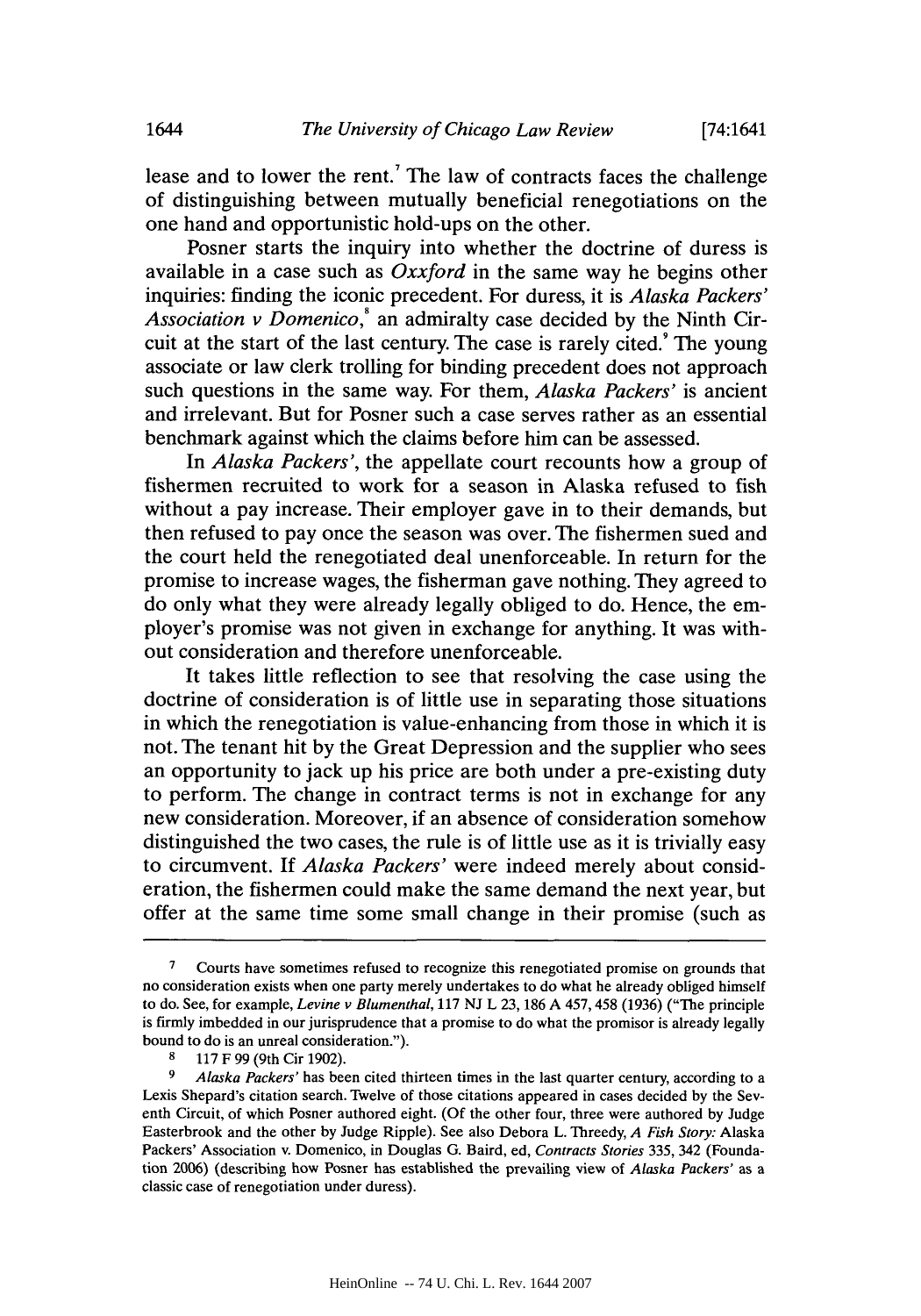lease and to lower the rent.[7] The law of contracts faces the challenge of distinguishing between mutually beneficial renegotiations on the one hand and opportunistic hold-ups on the other.

Posner starts the inquiry into whether the doctrine of duress is available in a case such as *Oxxford* in the same way he begins other inquiries: finding the iconic precedent. For duress, it is *Alaska Packers' Association v Domenico*,[8] an admiralty case decided by the Ninth Circuit at the start of the last century. The case is rarely cited.[9] The young associate or law clerk trolling for binding precedent does not approach such questions in the same way. For them, *Alaska Packers'* is ancient and irrelevant. But for Posner such a case serves rather as an essential benchmark against which the claims before him can be assessed.

In *Alaska Packers'*, the appellate court recounts how a group of fishermen recruited to work for a season in Alaska refused to fish without a pay increase. Their employer gave in to their demands, but then refused to pay once the season was over. The fishermen sued and the court held the renegotiated deal unenforceable. In return for the promise to increase wages, the fisherman gave nothing. They agreed to do only what they were already legally obliged to do. Hence, the employer's promise was not given in exchange for anything. It was without consideration and therefore unenforceable.

It takes little reflection to see that resolving the case using the doctrine of consideration is of little use in separating those situations in which the renegotiation is value-enhancing from those in which it is not. The tenant hit by the Great Depression and the supplier who sees an opportunity to jack up his price are both under a pre-existing duty to perform. The change in contract terms is not in exchange for any new consideration. Moreover, if an absence of consideration somehow distinguished the two cases, the rule is of little use as it is trivially easy to circumvent. If *Alaska Packers'* were indeed merely about consideration, the fishermen could make the same demand the next year, but offer at the same time some small change in their promise (such as

---

[7] Courts have sometimes refused to recognize this renegotiated promise on grounds that no consideration exists when one party merely undertakes to do what he already obliged himself to do. See, for example, *Levine v Blumenthal*, 117 NJ L 23, 186 A 457, 458 (1936) ("The principle is firmly imbedded in our jurisprudence that a promise to do what the promisor is already legally bound to do is an unreal consideration.").

[8] 117 F 99 (9th Cir 1902).

[9] *Alaska Packers'* has been cited thirteen times in the last quarter century, according to a Lexis Shepard's citation search. Twelve of those citations appeared in cases decided by the Seventh Circuit, of which Posner authored eight. (Of the other four, three were authored by Judge Easterbrook and the other by Judge Ripple). See also Debora L. Threedy, *A Fish Story:* Alaska Packers' Association v. Domenico, in Douglas G. Baird, ed, *Contracts Stories* 335, 342 (Foundation 2006) (describing how Posner has established the prevailing view of *Alaska Packers'* as a classic case of renegotiation under duress).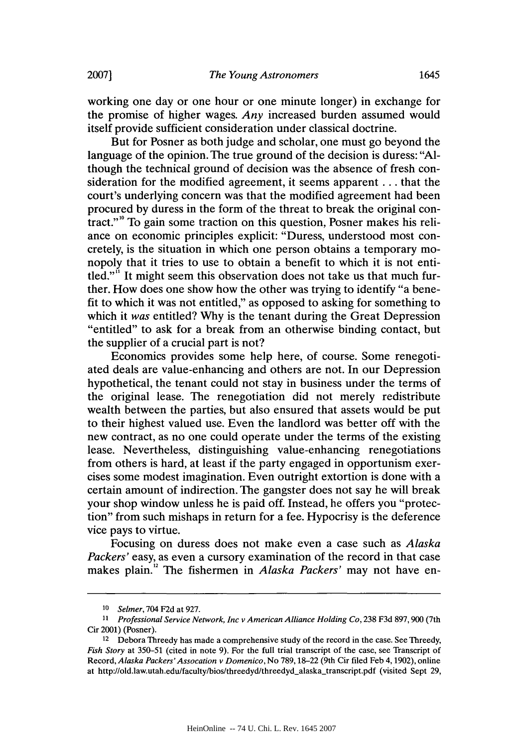working one day or one hour or one minute longer) in exchange for the promise of higher wages. *Any* increased burden assumed would itself provide sufficient consideration under classical doctrine.

But for Posner as both judge and scholar, one must go beyond the language of the opinion. The true ground of the decision is duress: "Although the technical ground of decision was the absence of fresh consideration for the modified agreement, it seems apparent . . . that the court's underlying concern was that the modified agreement had been procured by duress in the form of the threat to break the original contract."[10] To gain some traction on this question, Posner makes his reliance on economic principles explicit: "Duress, understood most concretely, is the situation in which one person obtains a temporary monopoly that it tries to use to obtain a benefit to which it is not entitled."[11] It might seem this observation does not take us that much further. How does one show how the other was trying to identify "a benefit to which it was not entitled," as opposed to asking for something to which it *was* entitled? Why is the tenant during the Great Depression "entitled" to ask for a break from an otherwise binding contact, but the supplier of a crucial part is not?

Economics provides some help here, of course. Some renegotiated deals are value-enhancing and others are not. In our Depression hypothetical, the tenant could not stay in business under the terms of the original lease. The renegotiation did not merely redistribute wealth between the parties, but also ensured that assets would be put to their highest valued use. Even the landlord was better off with the new contract, as no one could operate under the terms of the existing lease. Nevertheless, distinguishing value-enhancing renegotiations from others is hard, at least if the party engaged in opportunism exercises some modest imagination. Even outright extortion is done with a certain amount of indirection. The gangster does not say he will break your shop window unless he is paid off. Instead, he offers you "protection" from such mishaps in return for a fee. Hypocrisy is the deference vice pays to virtue.

Focusing on duress does not make even a case such as *Alaska Packers'* easy, as even a cursory examination of the record in that case makes plain.[12] The fishermen in *Alaska Packers'* may not have en-

---

[10] *Selmer*, 704 F2d at 927.

[11] *Professional Service Network, Inc v American Alliance Holding Co*, 238 F3d 897, 900 (7th Cir 2001) (Posner).

[12] Debora Threedy has made a comprehensive study of the record in the case. See Threedy, *Fish Story* at 350–51 (cited in note 9). For the full trial transcript of the case, see Transcript of Record, *Alaska Packers' Assocation v Domenico*, No 789, 18–22 (9th Cir filed Feb 4, 1902), online at http://old.law.utah.edu/faculty/bios/threedyd/threedyd_alaska_transcript.pdf (visited Sept 29,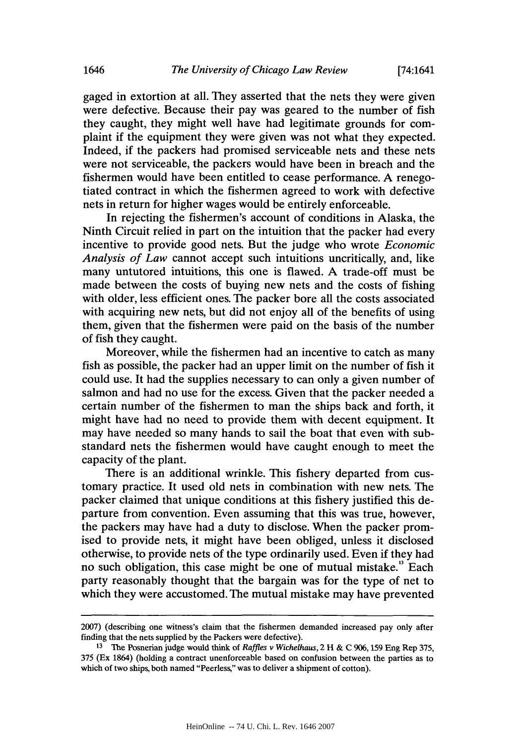gaged in extortion at all. They asserted that the nets they were given were defective. Because their pay was geared to the number of fish they caught, they might well have had legitimate grounds for complaint if the equipment they were given was not what they expected. Indeed, if the packers had promised serviceable nets and these nets were not serviceable, the packers would have been in breach and the fishermen would have been entitled to cease performance. A renegotiated contract in which the fishermen agreed to work with defective nets in return for higher wages would be entirely enforceable.

In rejecting the fishermen's account of conditions in Alaska, the Ninth Circuit relied in part on the intuition that the packer had every incentive to provide good nets. But the judge who wrote *Economic Analysis of Law* cannot accept such intuitions uncritically, and, like many untutored intuitions, this one is flawed. A trade-off must be made between the costs of buying new nets and the costs of fishing with older, less efficient ones. The packer bore all the costs associated with acquiring new nets, but did not enjoy all of the benefits of using them, given that the fishermen were paid on the basis of the number of fish they caught.

Moreover, while the fishermen had an incentive to catch as many fish as possible, the packer had an upper limit on the number of fish it could use. It had the supplies necessary to can only a given number of salmon and had no use for the excess. Given that the packer needed a certain number of the fishermen to man the ships back and forth, it might have had no need to provide them with decent equipment. It may have needed so many hands to sail the boat that even with substandard nets the fishermen would have caught enough to meet the capacity of the plant.

There is an additional wrinkle. This fishery departed from customary practice. It used old nets in combination with new nets. The packer claimed that unique conditions at this fishery justified this departure from convention. Even assuming that this was true, however, the packers may have had a duty to disclose. When the packer promised to provide nets, it might have been obliged, unless it disclosed otherwise, to provide nets of the type ordinarily used. Even if they had no such obligation, this case might be one of mutual mistake.[13] Each party reasonably thought that the bargain was for the type of net to which they were accustomed. The mutual mistake may have prevented

---

2007) (describing one witness's claim that the fishermen demanded increased pay only after finding that the nets supplied by the Packers were defective).

[13] The Posnerian judge would think of *Raffles v Wichelhaus*, 2 H & C 906, 159 Eng Rep 375, 375 (Ex 1864) (holding a contract unenforceable based on confusion between the parties as to which of two ships, both named "Peerless," was to deliver a shipment of cotton).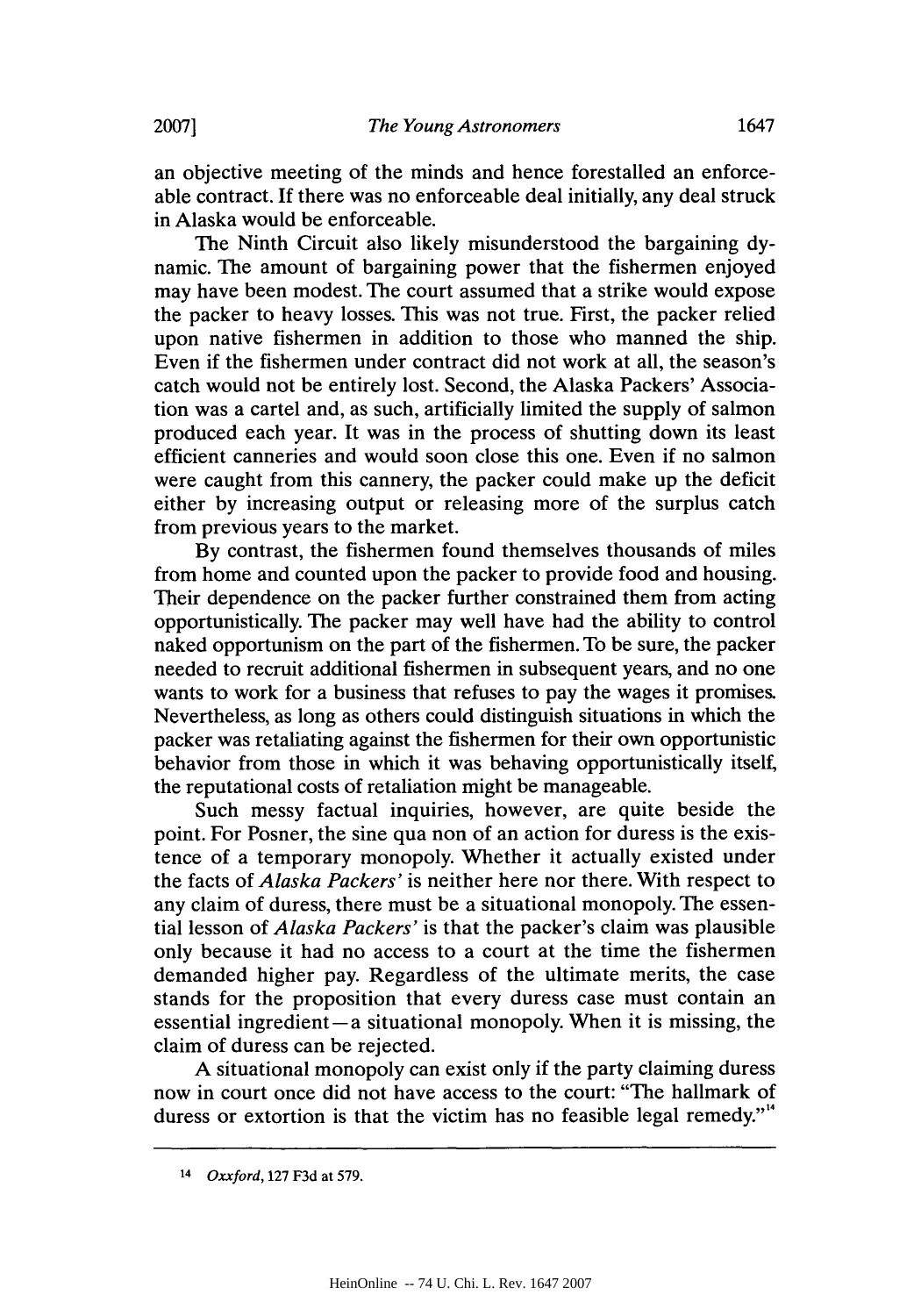an objective meeting of the minds and hence forestalled an enforceable contract. If there was no enforceable deal initially, any deal struck in Alaska would be enforceable.

The Ninth Circuit also likely misunderstood the bargaining dynamic. The amount of bargaining power that the fishermen enjoyed may have been modest. The court assumed that a strike would expose the packer to heavy losses. This was not true. First, the packer relied upon native fishermen in addition to those who manned the ship. Even if the fishermen under contract did not work at all, the season's catch would not be entirely lost. Second, the Alaska Packers' Association was a cartel and, as such, artificially limited the supply of salmon produced each year. It was in the process of shutting down its least efficient canneries and would soon close this one. Even if no salmon were caught from this cannery, the packer could make up the deficit either by increasing output or releasing more of the surplus catch from previous years to the market.

By contrast, the fishermen found themselves thousands of miles from home and counted upon the packer to provide food and housing. Their dependence on the packer further constrained them from acting opportunistically. The packer may well have had the ability to control naked opportunism on the part of the fishermen. To be sure, the packer needed to recruit additional fishermen in subsequent years, and no one wants to work for a business that refuses to pay the wages it promises. Nevertheless, as long as others could distinguish situations in which the packer was retaliating against the fishermen for their own opportunistic behavior from those in which it was behaving opportunistically itself, the reputational costs of retaliation might be manageable.

Such messy factual inquiries, however, are quite beside the point. For Posner, the sine qua non of an action for duress is the existence of a temporary monopoly. Whether it actually existed under the facts of *Alaska Packers'* is neither here nor there. With respect to any claim of duress, there must be a situational monopoly. The essential lesson of *Alaska Packers'* is that the packer's claim was plausible only because it had no access to a court at the time the fishermen demanded higher pay. Regardless of the ultimate merits, the case stands for the proposition that every duress case must contain an essential ingredient—a situational monopoly. When it is missing, the claim of duress can be rejected.

A situational monopoly can exist only if the party claiming duress now in court once did not have access to the court: "The hallmark of duress or extortion is that the victim has no feasible legal remedy."[14]

---

[14] *Oxxford*, 127 F3d at 579.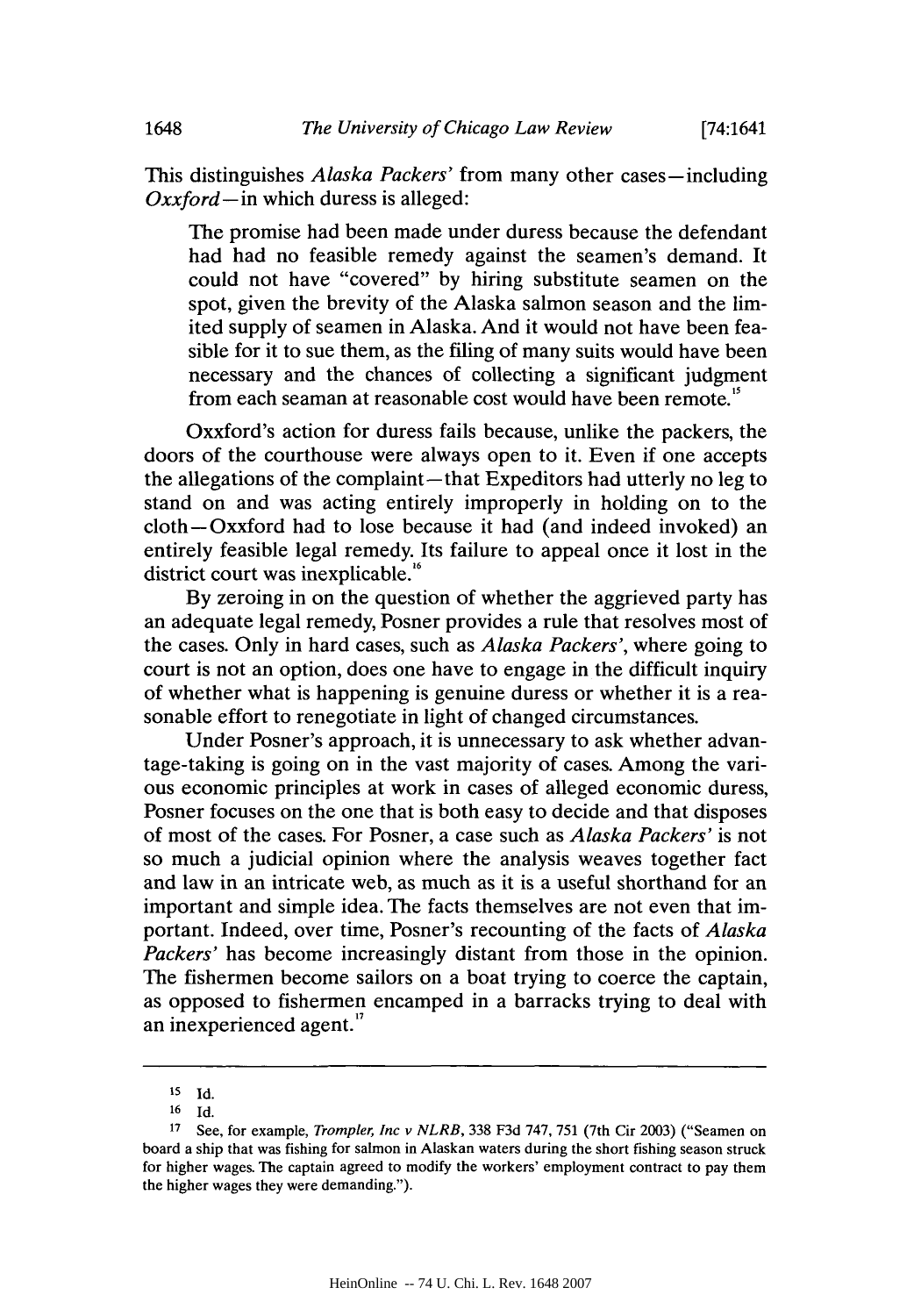This distinguishes *Alaska Packers'* from many other cases—including *Oxxford*—in which duress is alleged:

> The promise had been made under duress because the defendant had had no feasible remedy against the seamen's demand. It could not have "covered" by hiring substitute seamen on the spot, given the brevity of the Alaska salmon season and the limited supply of seamen in Alaska. And it would not have been feasible for it to sue them, as the filing of many suits would have been necessary and the chances of collecting a significant judgment from each seaman at reasonable cost would have been remote.[15]

Oxxford's action for duress fails because, unlike the packers, the doors of the courthouse were always open to it. Even if one accepts the allegations of the complaint—that Expeditors had utterly no leg to stand on and was acting entirely improperly in holding on to the cloth—Oxxford had to lose because it had (and indeed invoked) an entirely feasible legal remedy. Its failure to appeal once it lost in the district court was inexplicable.[16]

By zeroing in on the question of whether the aggrieved party has an adequate legal remedy, Posner provides a rule that resolves most of the cases. Only in hard cases, such as *Alaska Packers'*, where going to court is not an option, does one have to engage in the difficult inquiry of whether what is happening is genuine duress or whether it is a reasonable effort to renegotiate in light of changed circumstances.

Under Posner's approach, it is unnecessary to ask whether advantage-taking is going on in the vast majority of cases. Among the various economic principles at work in cases of alleged economic duress, Posner focuses on the one that is both easy to decide and that disposes of most of the cases. For Posner, a case such as *Alaska Packers'* is not so much a judicial opinion where the analysis weaves together fact and law in an intricate web, as much as it is a useful shorthand for an important and simple idea. The facts themselves are not even that important. Indeed, over time, Posner's recounting of the facts of *Alaska Packers'* has become increasingly distant from those in the opinion. The fishermen become sailors on a boat trying to coerce the captain, as opposed to fishermen encamped in a barracks trying to deal with an inexperienced agent.[17]

---

[15] Id.

[16] Id.

[17] See, for example, *Trompler, Inc v NLRB*, 338 F3d 747, 751 (7th Cir 2003) ("Seamen on board a ship that was fishing for salmon in Alaskan waters during the short fishing season struck for higher wages. The captain agreed to modify the workers' employment contract to pay them the higher wages they were demanding.").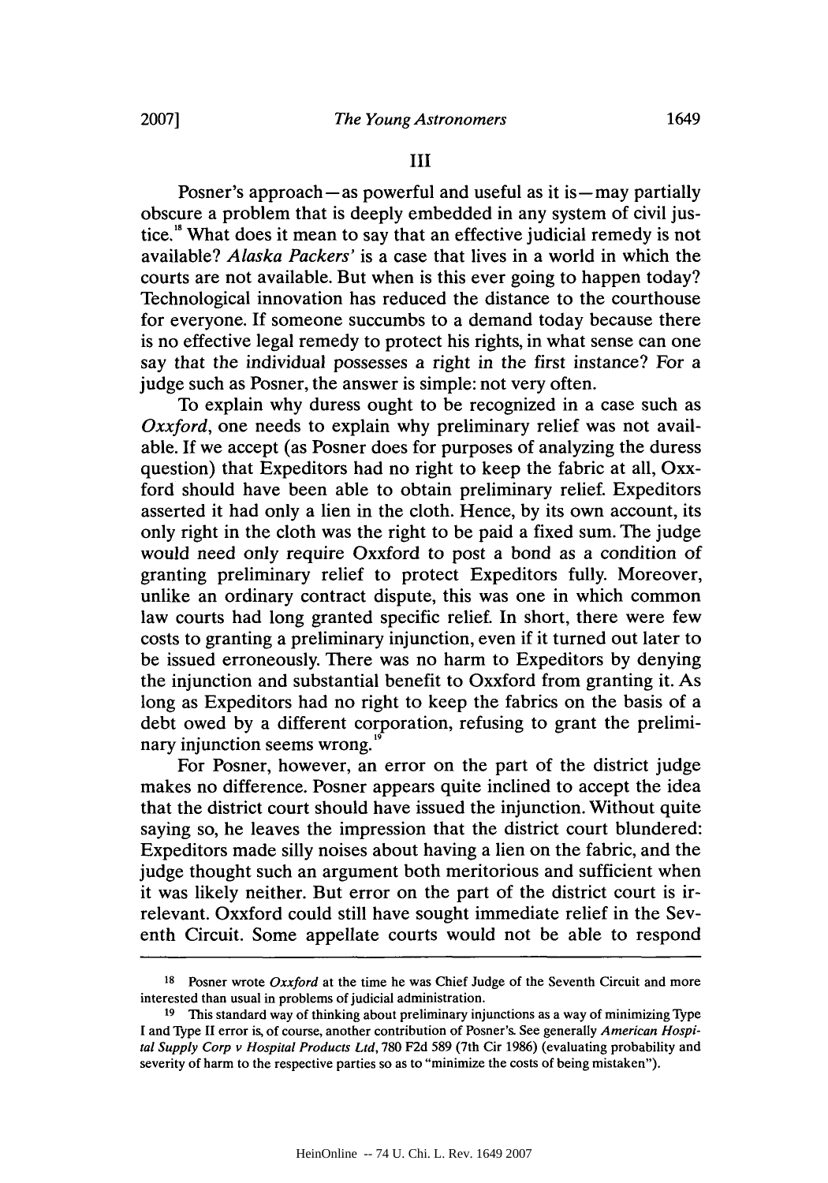### III

Posner's approach—as powerful and useful as it is—may partially obscure a problem that is deeply embedded in any system of civil justice.[18] What does it mean to say that an effective judicial remedy is not available? *Alaska Packers'* is a case that lives in a world in which the courts are not available. But when is this ever going to happen today? Technological innovation has reduced the distance to the courthouse for everyone. If someone succumbs to a demand today because there is no effective legal remedy to protect his rights, in what sense can one say that the individual possesses a right in the first instance? For a judge such as Posner, the answer is simple: not very often.

To explain why duress ought to be recognized in a case such as *Oxxford*, one needs to explain why preliminary relief was not available. If we accept (as Posner does for purposes of analyzing the duress question) that Expeditors had no right to keep the fabric at all, Oxxford should have been able to obtain preliminary relief. Expeditors asserted it had only a lien in the cloth. Hence, by its own account, its only right in the cloth was the right to be paid a fixed sum. The judge would need only require Oxxford to post a bond as a condition of granting preliminary relief to protect Expeditors fully. Moreover, unlike an ordinary contract dispute, this was one in which common law courts had long granted specific relief. In short, there were few costs to granting a preliminary injunction, even if it turned out later to be issued erroneously. There was no harm to Expeditors by denying the injunction and substantial benefit to Oxxford from granting it. As long as Expeditors had no right to keep the fabrics on the basis of a debt owed by a different corporation, refusing to grant the preliminary injunction seems wrong.[19]

For Posner, however, an error on the part of the district judge makes no difference. Posner appears quite inclined to accept the idea that the district court should have issued the injunction. Without quite saying so, he leaves the impression that the district court blundered: Expeditors made silly noises about having a lien on the fabric, and the judge thought such an argument both meritorious and sufficient when it was likely neither. But error on the part of the district court is irrelevant. Oxxford could still have sought immediate relief in the Seventh Circuit. Some appellate courts would not be able to respond

---

18 Posner wrote *Oxxford* at the time he was Chief Judge of the Seventh Circuit and more interested than usual in problems of judicial administration.

19 This standard way of thinking about preliminary injunctions as a way of minimizing Type I and Type II error is, of course, another contribution of Posner's. See generally *American Hospital Supply Corp v Hospital Products Ltd*, 780 F2d 589 (7th Cir 1986) (evaluating probability and severity of harm to the respective parties so as to "minimize the costs of being mistaken").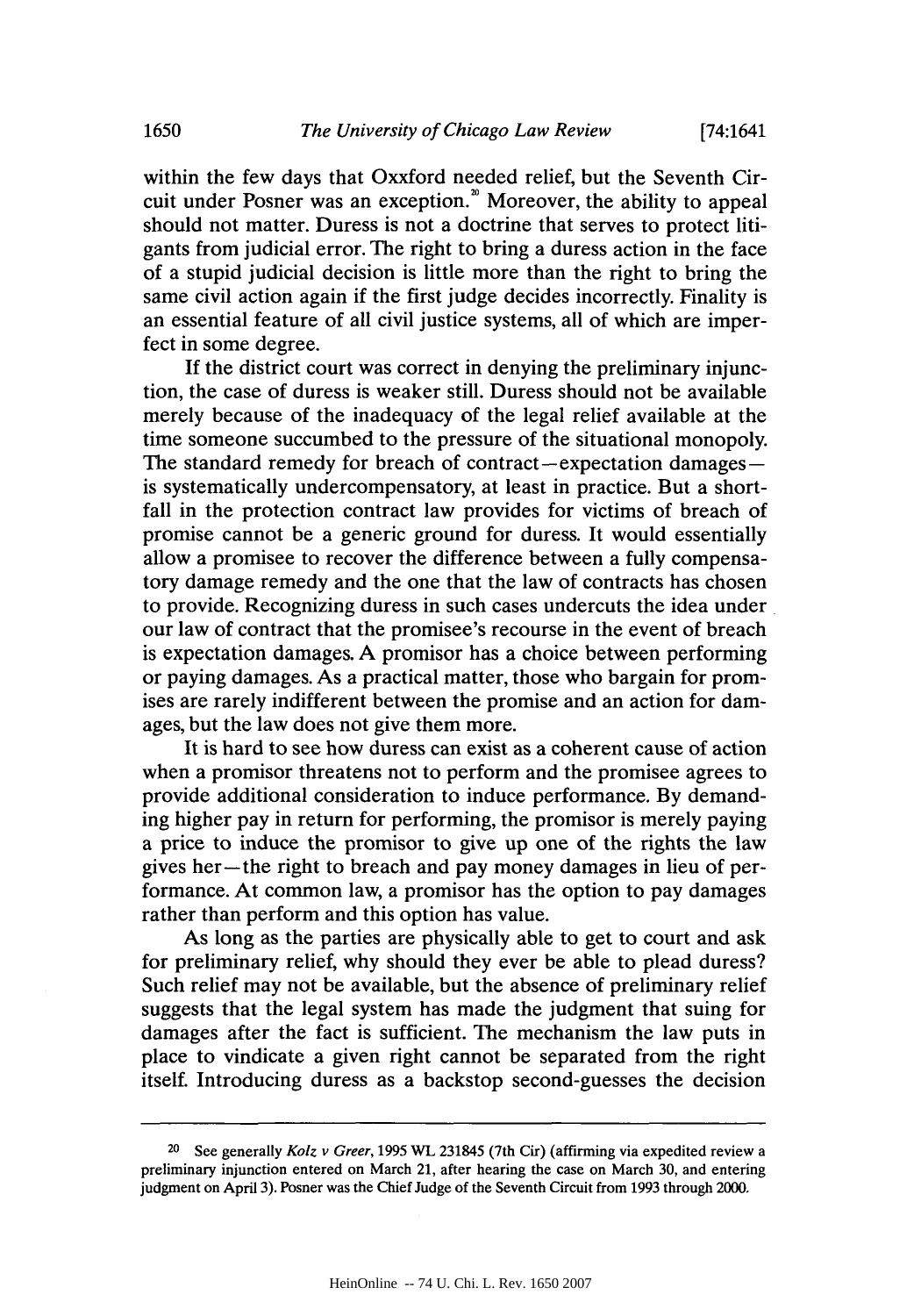within the few days that Oxxford needed relief, but the Seventh Circuit under Posner was an exception.[20] Moreover, the ability to appeal should not matter. Duress is not a doctrine that serves to protect litigants from judicial error. The right to bring a duress action in the face of a stupid judicial decision is little more than the right to bring the same civil action again if the first judge decides incorrectly. Finality is an essential feature of all civil justice systems, all of which are imperfect in some degree.

If the district court was correct in denying the preliminary injunction, the case of duress is weaker still. Duress should not be available merely because of the inadequacy of the legal relief available at the time someone succumbed to the pressure of the situational monopoly. The standard remedy for breach of contract—expectation damages—is systematically undercompensatory, at least in practice. But a shortfall in the protection contract law provides for victims of breach of promise cannot be a generic ground for duress. It would essentially allow a promisee to recover the difference between a fully compensatory damage remedy and the one that the law of contracts has chosen to provide. Recognizing duress in such cases undercuts the idea under our law of contract that the promisee's recourse in the event of breach is expectation damages. A promisor has a choice between performing or paying damages. As a practical matter, those who bargain for promises are rarely indifferent between the promise and an action for damages, but the law does not give them more.

It is hard to see how duress can exist as a coherent cause of action when a promisor threatens not to perform and the promisee agrees to provide additional consideration to induce performance. By demanding higher pay in return for performing, the promisor is merely paying a price to induce the promisor to give up one of the rights the law gives her—the right to breach and pay money damages in lieu of performance. At common law, a promisor has the option to pay damages rather than perform and this option has value.

As long as the parties are physically able to get to court and ask for preliminary relief, why should they ever be able to plead duress? Such relief may not be available, but the absence of preliminary relief suggests that the legal system has made the judgment that suing for damages after the fact is sufficient. The mechanism the law puts in place to vindicate a given right cannot be separated from the right itself. Introducing duress as a backstop second-guesses the decision

---

[20] See generally *Kolz v Greer*, 1995 WL 231845 (7th Cir) (affirming via expedited review a preliminary injunction entered on March 21, after hearing the case on March 30, and entering judgment on April 3). Posner was the Chief Judge of the Seventh Circuit from 1993 through 2000.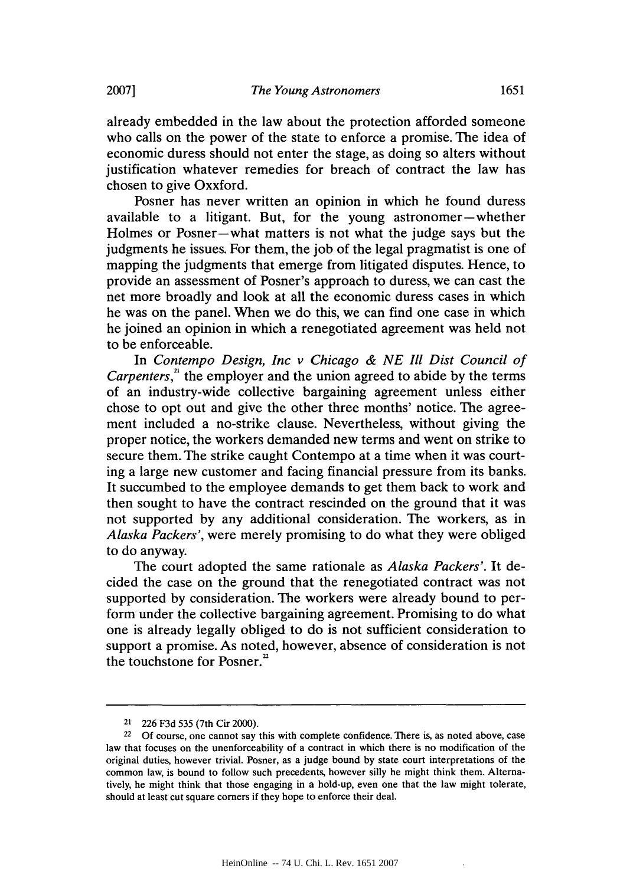already embedded in the law about the protection afforded someone who calls on the power of the state to enforce a promise. The idea of economic duress should not enter the stage, as doing so alters without justification whatever remedies for breach of contract the law has chosen to give Oxxford.

Posner has never written an opinion in which he found duress available to a litigant. But, for the young astronomer—whether Holmes or Posner—what matters is not what the judge says but the judgments he issues. For them, the job of the legal pragmatist is one of mapping the judgments that emerge from litigated disputes. Hence, to provide an assessment of Posner's approach to duress, we can cast the net more broadly and look at all the economic duress cases in which he was on the panel. When we do this, we can find one case in which he joined an opinion in which a renegotiated agreement was held not to be enforceable.

In *Contempo Design, Inc v Chicago & NE Ill Dist Council of Carpenters*,[21] the employer and the union agreed to abide by the terms of an industry-wide collective bargaining agreement unless either chose to opt out and give the other three months' notice. The agreement included a no-strike clause. Nevertheless, without giving the proper notice, the workers demanded new terms and went on strike to secure them. The strike caught Contempo at a time when it was courting a large new customer and facing financial pressure from its banks. It succumbed to the employee demands to get them back to work and then sought to have the contract rescinded on the ground that it was not supported by any additional consideration. The workers, as in *Alaska Packers'*, were merely promising to do what they were obliged to do anyway.

The court adopted the same rationale as *Alaska Packers'*. It decided the case on the ground that the renegotiated contract was not supported by consideration. The workers were already bound to perform under the collective bargaining agreement. Promising to do what one is already legally obliged to do is not sufficient consideration to support a promise. As noted, however, absence of consideration is not the touchstone for Posner.[22]

---

[21] 226 F3d 535 (7th Cir 2000).

[22] Of course, one cannot say this with complete confidence. There is, as noted above, case law that focuses on the unenforceability of a contract in which there is no modification of the original duties, however trivial. Posner, as a judge bound by state court interpretations of the common law, is bound to follow such precedents, however silly he might think them. Alternatively, he might think that those engaging in a hold-up, even one that the law might tolerate, should at least cut square corners if they hope to enforce their deal.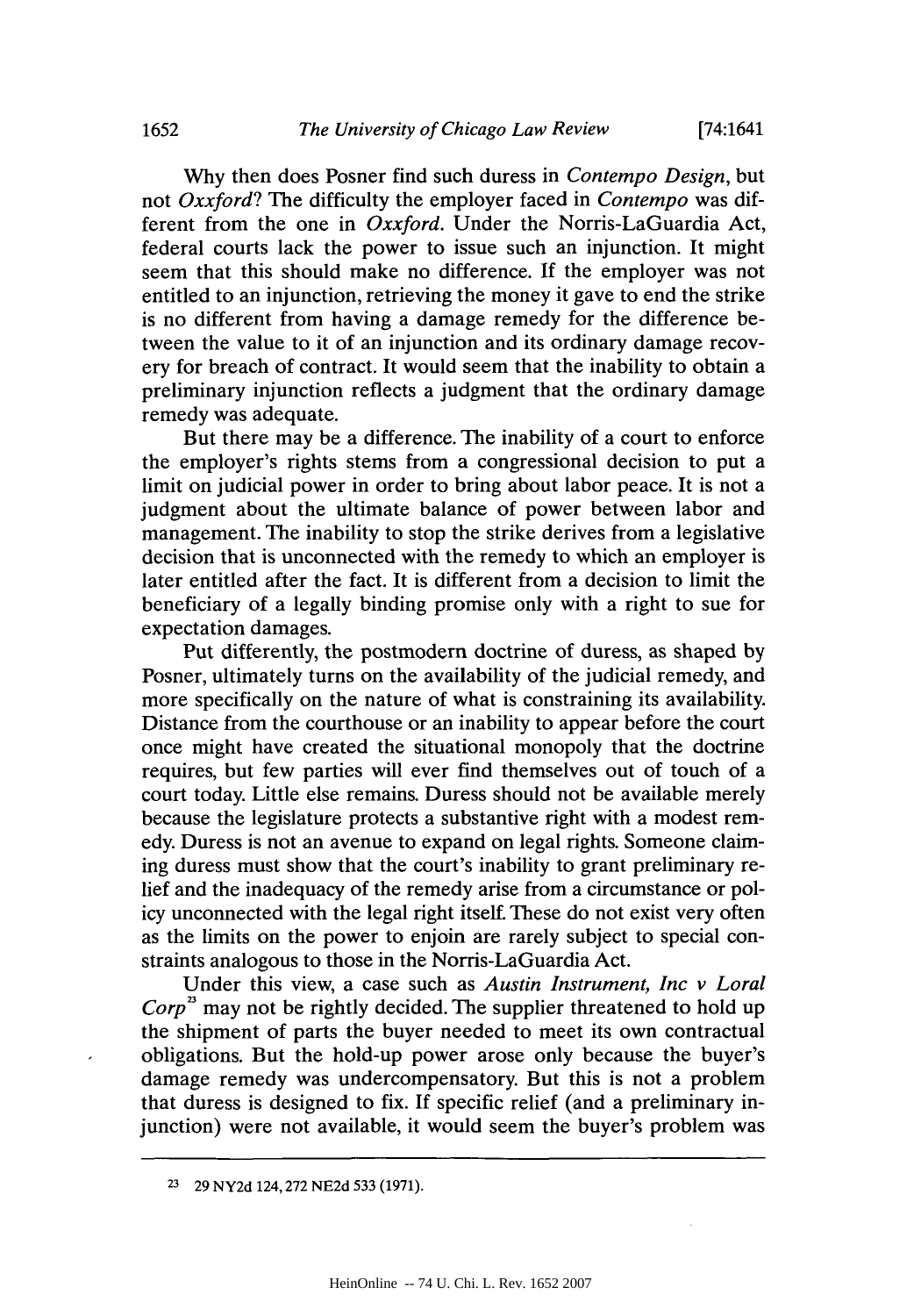Why then does Posner find such duress in *Contempo Design*, but not *Oxxford*? The difficulty the employer faced in *Contempo* was different from the one in *Oxxford*. Under the Norris-LaGuardia Act, federal courts lack the power to issue such an injunction. It might seem that this should make no difference. If the employer was not entitled to an injunction, retrieving the money it gave to end the strike is no different from having a damage remedy for the difference between the value to it of an injunction and its ordinary damage recovery for breach of contract. It would seem that the inability to obtain a preliminary injunction reflects a judgment that the ordinary damage remedy was adequate.

But there may be a difference. The inability of a court to enforce the employer's rights stems from a congressional decision to put a limit on judicial power in order to bring about labor peace. It is not a judgment about the ultimate balance of power between labor and management. The inability to stop the strike derives from a legislative decision that is unconnected with the remedy to which an employer is later entitled after the fact. It is different from a decision to limit the beneficiary of a legally binding promise only with a right to sue for expectation damages.

Put differently, the postmodern doctrine of duress, as shaped by Posner, ultimately turns on the availability of the judicial remedy, and more specifically on the nature of what is constraining its availability. Distance from the courthouse or an inability to appear before the court once might have created the situational monopoly that the doctrine requires, but few parties will ever find themselves out of touch of a court today. Little else remains. Duress should not be available merely because the legislature protects a substantive right with a modest remedy. Duress is not an avenue to expand on legal rights. Someone claiming duress must show that the court's inability to grant preliminary relief and the inadequacy of the remedy arise from a circumstance or policy unconnected with the legal right itself. These do not exist very often as the limits on the power to enjoin are rarely subject to special constraints analogous to those in the Norris-LaGuardia Act.

Under this view, a case such as *Austin Instrument, Inc v Loral Corp*[23] may not be rightly decided. The supplier threatened to hold up the shipment of parts the buyer needed to meet its own contractual obligations. But the hold-up power arose only because the buyer's damage remedy was undercompensatory. But this is not a problem that duress is designed to fix. If specific relief (and a preliminary injunction) were not available, it would seem the buyer's problem was

---

[23] 29 NY2d 124, 272 NE2d 533 (1971).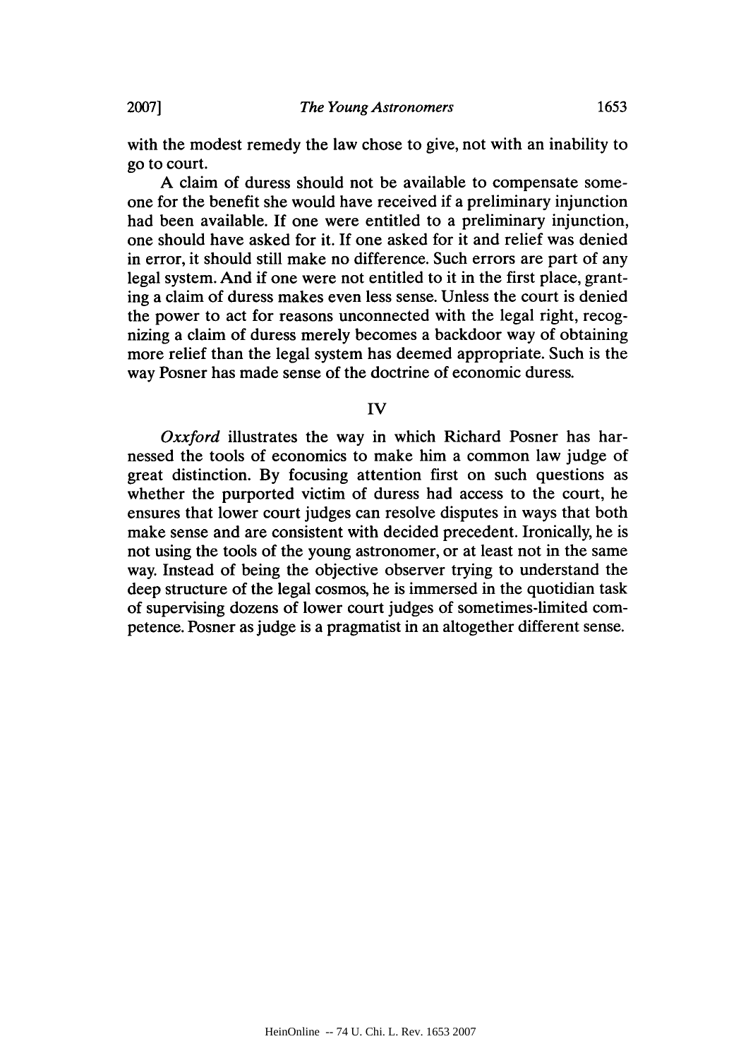with the modest remedy the law chose to give, not with an inability to go to court.

A claim of duress should not be available to compensate someone for the benefit she would have received if a preliminary injunction had been available. If one were entitled to a preliminary injunction, one should have asked for it. If one asked for it and relief was denied in error, it should still make no difference. Such errors are part of any legal system. And if one were not entitled to it in the first place, granting a claim of duress makes even less sense. Unless the court is denied the power to act for reasons unconnected with the legal right, recognizing a claim of duress merely becomes a backdoor way of obtaining more relief than the legal system has deemed appropriate. Such is the way Posner has made sense of the doctrine of economic duress.

## IV

*Oxxford* illustrates the way in which Richard Posner has harnessed the tools of economics to make him a common law judge of great distinction. By focusing attention first on such questions as whether the purported victim of duress had access to the court, he ensures that lower court judges can resolve disputes in ways that both make sense and are consistent with decided precedent. Ironically, he is not using the tools of the young astronomer, or at least not in the same way. Instead of being the objective observer trying to understand the deep structure of the legal cosmos, he is immersed in the quotidian task of supervising dozens of lower court judges of sometimes-limited competence. Posner as judge is a pragmatist in an altogether different sense.